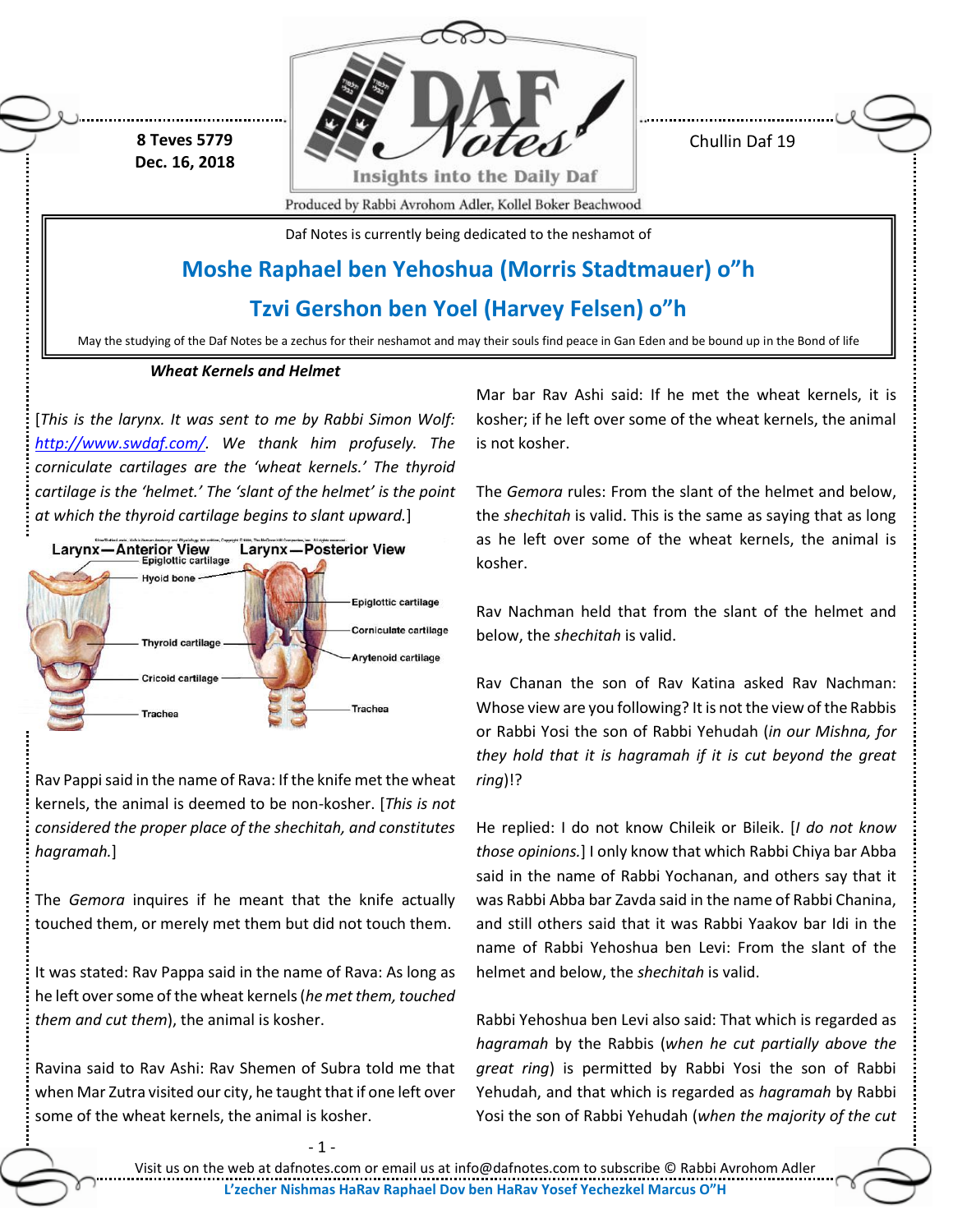8 Teves 5779
Dec. 16, 2018

Chullin Daf 19

Produced by Rabbi Avrohom Adler, Kollel Boker Beachwood

Daf Notes is currently being dedicated to the neshamot of

## Moshe Raphael ben Yehoshua (Morris Stadtmauer) o"h

## Tzvi Gershon ben Yoel (Harvey Felsen) o"h

May the studying of the Daf Notes be a zechus for their neshamot and may their souls find peace in Gan Eden and be bound up in the Bond of life

### *Wheat Kernels and Helmet*

[*This is the larynx. It was sent to me by Rabbi Simon Wolf: http://www.swdaf.com/. We thank him profusely. The corniculate cartilages are the 'wheat kernels.' The thyroid cartilage is the 'helmet.' The 'slant of the helmet' is the point at which the thyroid cartilage begins to slant upward.*]

Larynx—Anterior View: Epiglottic cartilage, Hyoid bone, Thyroid cartilage, Cricoid cartilage, Trachea

Larynx—Posterior View: Epiglottic cartilage, Corniculate cartilage, Arytenoid cartilage, Trachea

Rav Pappi said in the name of Rava: If the knife met the wheat kernels, the animal is deemed to be non-kosher. [*This is not considered the proper place of the shechitah, and constitutes hagramah.*]

The *Gemora* inquires if he meant that the knife actually touched them, or merely met them but did not touch them.

It was stated: Rav Pappa said in the name of Rava: As long as he left over some of the wheat kernels (*he met them, touched them and cut them*), the animal is kosher.

Ravina said to Rav Ashi: Rav Shemen of Subra told me that when Mar Zutra visited our city, he taught that if one left over some of the wheat kernels, the animal is kosher.

Mar bar Rav Ashi said: If he met the wheat kernels, it is kosher; if he left over some of the wheat kernels, the animal is not kosher.

The *Gemora* rules: From the slant of the helmet and below, the *shechitah* is valid. This is the same as saying that as long as he left over some of the wheat kernels, the animal is kosher.

Rav Nachman held that from the slant of the helmet and below, the *shechitah* is valid.

Rav Chanan the son of Rav Katina asked Rav Nachman: Whose view are you following? It is not the view of the Rabbis or Rabbi Yosi the son of Rabbi Yehudah (*in our Mishna, for they hold that it is hagramah if it is cut beyond the great ring*)!?

He replied: I do not know Chileik or Bileik. [*I do not know those opinions.*] I only know that which Rabbi Chiya bar Abba said in the name of Rabbi Yochanan, and others say that it was Rabbi Abba bar Zavda said in the name of Rabbi Chanina, and still others said that it was Rabbi Yaakov bar Idi in the name of Rabbi Yehoshua ben Levi: From the slant of the helmet and below, the *shechitah* is valid.

Rabbi Yehoshua ben Levi also said: That which is regarded as *hagramah* by the Rabbis (*when he cut partially above the great ring*) is permitted by Rabbi Yosi the son of Rabbi Yehudah, and that which is regarded as *hagramah* by Rabbi Yosi the son of Rabbi Yehudah (*when the majority of the cut*

Visit us on the web at dafnotes.com or email us at info@dafnotes.com to subscribe © Rabbi Avrohom Adler

L'zecher Nishmas HaRav Raphael Dov ben HaRav Yosef Yechezkel Marcus O"H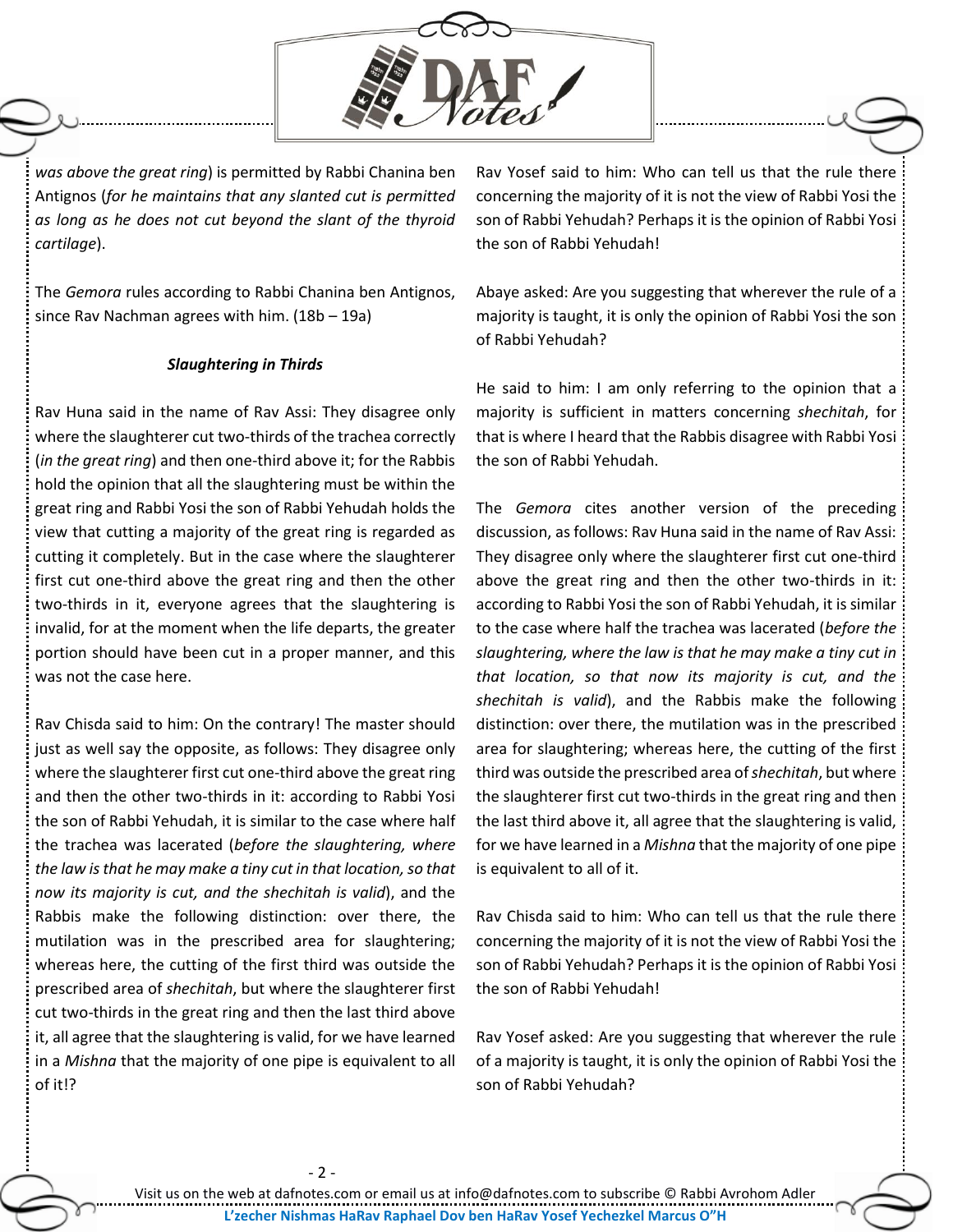*was above the great ring*) is permitted by Rabbi Chanina ben Antignos (*for he maintains that any slanted cut is permitted as long as he does not cut beyond the slant of the thyroid cartilage*).

The *Gemora* rules according to Rabbi Chanina ben Antignos, since Rav Nachman agrees with him. (18b – 19a)

### *Slaughtering in Thirds*

Rav Huna said in the name of Rav Assi: They disagree only where the slaughterer cut two-thirds of the trachea correctly (*in the great ring*) and then one-third above it; for the Rabbis hold the opinion that all the slaughtering must be within the great ring and Rabbi Yosi the son of Rabbi Yehudah holds the view that cutting a majority of the great ring is regarded as cutting it completely. But in the case where the slaughterer first cut one-third above the great ring and then the other two-thirds in it, everyone agrees that the slaughtering is invalid, for at the moment when the life departs, the greater portion should have been cut in a proper manner, and this was not the case here.

Rav Chisda said to him: On the contrary! The master should just as well say the opposite, as follows: They disagree only where the slaughterer first cut one-third above the great ring and then the other two-thirds in it: according to Rabbi Yosi the son of Rabbi Yehudah, it is similar to the case where half the trachea was lacerated (*before the slaughtering, where the law is that he may make a tiny cut in that location, so that now its majority is cut, and the shechitah is valid*), and the Rabbis make the following distinction: over there, the mutilation was in the prescribed area for slaughtering; whereas here, the cutting of the first third was outside the prescribed area of *shechitah*, but where the slaughterer first cut two-thirds in the great ring and then the last third above it, all agree that the slaughtering is valid, for we have learned in a *Mishna* that the majority of one pipe is equivalent to all of it!?

Rav Yosef said to him: Who can tell us that the rule there concerning the majority of it is not the view of Rabbi Yosi the son of Rabbi Yehudah? Perhaps it is the opinion of Rabbi Yosi the son of Rabbi Yehudah!

Abaye asked: Are you suggesting that wherever the rule of a majority is taught, it is only the opinion of Rabbi Yosi the son of Rabbi Yehudah?

He said to him: I am only referring to the opinion that a majority is sufficient in matters concerning *shechitah*, for that is where I heard that the Rabbis disagree with Rabbi Yosi the son of Rabbi Yehudah.

The *Gemora* cites another version of the preceding discussion, as follows: Rav Huna said in the name of Rav Assi: They disagree only where the slaughterer first cut one-third above the great ring and then the other two-thirds in it: according to Rabbi Yosi the son of Rabbi Yehudah, it is similar to the case where half the trachea was lacerated (*before the slaughtering, where the law is that he may make a tiny cut in that location, so that now its majority is cut, and the shechitah is valid*), and the Rabbis make the following distinction: over there, the mutilation was in the prescribed area for slaughtering; whereas here, the cutting of the first third was outside the prescribed area of *shechitah*, but where the slaughterer first cut two-thirds in the great ring and then the last third above it, all agree that the slaughtering is valid, for we have learned in a *Mishna* that the majority of one pipe is equivalent to all of it.

Rav Chisda said to him: Who can tell us that the rule there concerning the majority of it is not the view of Rabbi Yosi the son of Rabbi Yehudah? Perhaps it is the opinion of Rabbi Yosi the son of Rabbi Yehudah!

Rav Yosef asked: Are you suggesting that wherever the rule of a majority is taught, it is only the opinion of Rabbi Yosi the son of Rabbi Yehudah?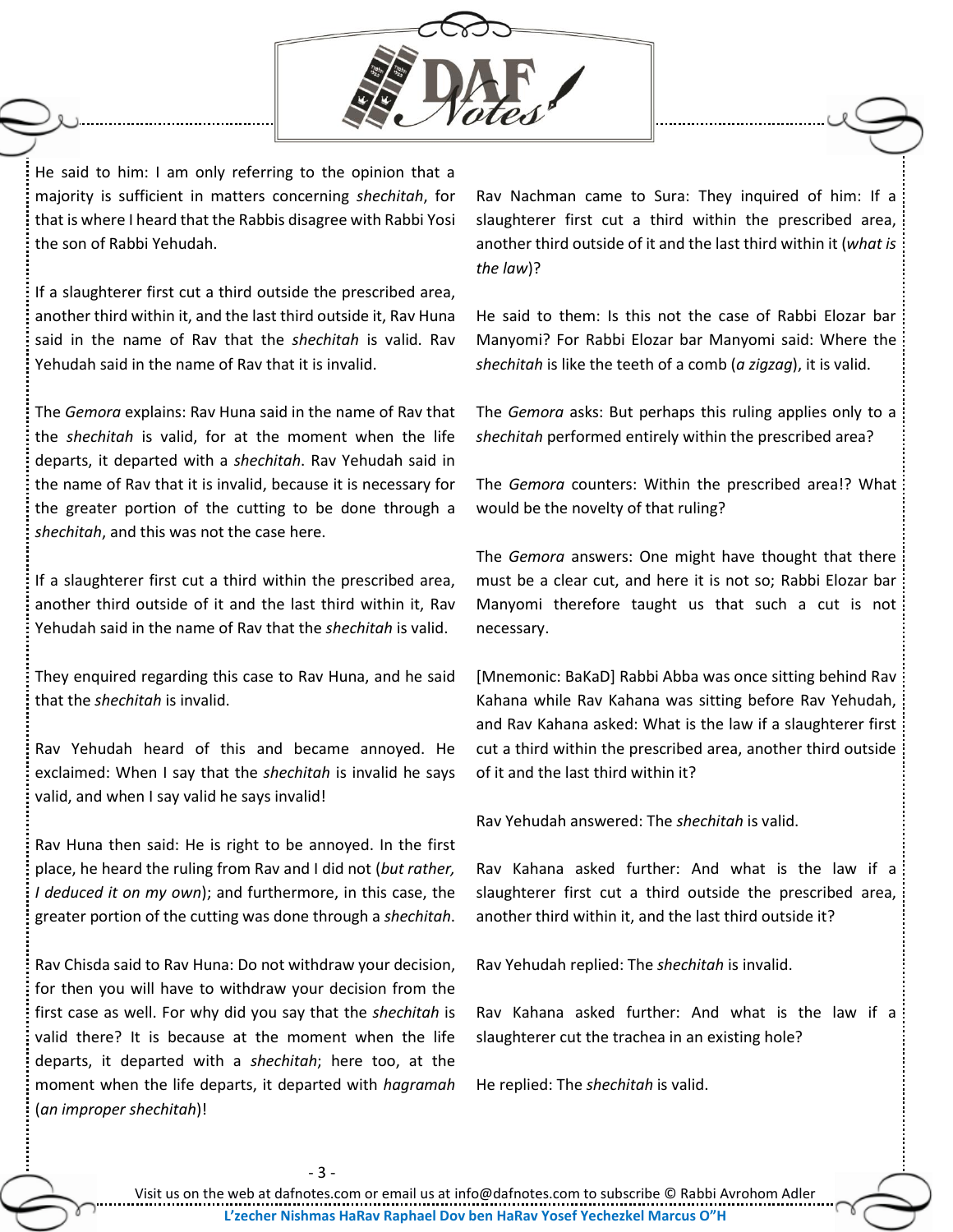He said to him: I am only referring to the opinion that a majority is sufficient in matters concerning *shechitah*, for that is where I heard that the Rabbis disagree with Rabbi Yosi the son of Rabbi Yehudah.

If a slaughterer first cut a third outside the prescribed area, another third within it, and the last third outside it, Rav Huna said in the name of Rav that the *shechitah* is valid. Rav Yehudah said in the name of Rav that it is invalid.

The *Gemora* explains: Rav Huna said in the name of Rav that the *shechitah* is valid, for at the moment when the life departs, it departed with a *shechitah*. Rav Yehudah said in the name of Rav that it is invalid, because it is necessary for the greater portion of the cutting to be done through a *shechitah*, and this was not the case here.

If a slaughterer first cut a third within the prescribed area, another third outside of it and the last third within it, Rav Yehudah said in the name of Rav that the *shechitah* is valid.

They enquired regarding this case to Rav Huna, and he said that the *shechitah* is invalid.

Rav Yehudah heard of this and became annoyed. He exclaimed: When I say that the *shechitah* is invalid he says valid, and when I say valid he says invalid!

Rav Huna then said: He is right to be annoyed. In the first place, he heard the ruling from Rav and I did not (*but rather, I deduced it on my own*); and furthermore, in this case, the greater portion of the cutting was done through a *shechitah*.

Rav Chisda said to Rav Huna: Do not withdraw your decision, for then you will have to withdraw your decision from the first case as well. For why did you say that the *shechitah* is valid there? It is because at the moment when the life departs, it departed with a *shechitah*; here too, at the moment when the life departs, it departed with *hagramah* (*an improper shechitah*)!

Rav Nachman came to Sura: They inquired of him: If a slaughterer first cut a third within the prescribed area, another third outside of it and the last third within it (*what is the law*)?

He said to them: Is this not the case of Rabbi Elozar bar Manyomi? For Rabbi Elozar bar Manyomi said: Where the *shechitah* is like the teeth of a comb (*a zigzag*), it is valid.

The *Gemora* asks: But perhaps this ruling applies only to a *shechitah* performed entirely within the prescribed area?

The *Gemora* counters: Within the prescribed area!? What would be the novelty of that ruling?

The *Gemora* answers: One might have thought that there must be a clear cut, and here it is not so; Rabbi Elozar bar Manyomi therefore taught us that such a cut is not necessary.

[Mnemonic: BaKaD] Rabbi Abba was once sitting behind Rav Kahana while Rav Kahana was sitting before Rav Yehudah, and Rav Kahana asked: What is the law if a slaughterer first cut a third within the prescribed area, another third outside of it and the last third within it?

Rav Yehudah answered: The *shechitah* is valid.

Rav Kahana asked further: And what is the law if a slaughterer first cut a third outside the prescribed area, another third within it, and the last third outside it?

Rav Yehudah replied: The *shechitah* is invalid.

Rav Kahana asked further: And what is the law if a slaughterer cut the trachea in an existing hole?

He replied: The *shechitah* is valid.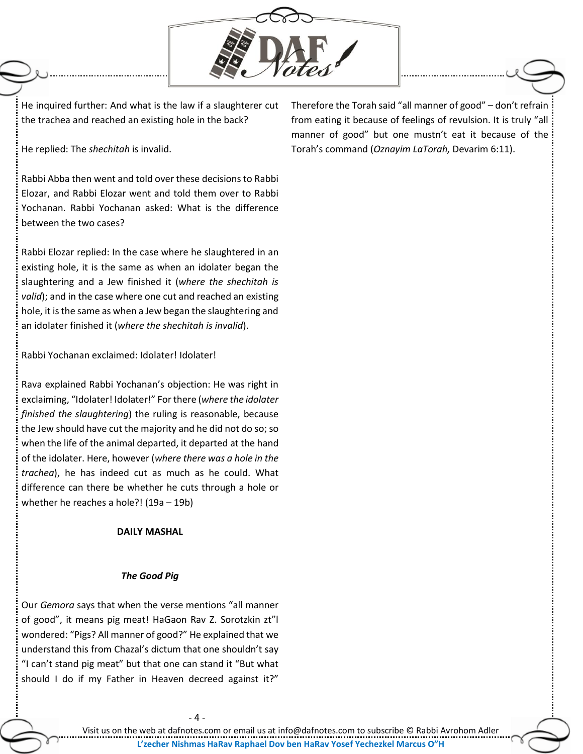He inquired further: And what is the law if a slaughterer cut the trachea and reached an existing hole in the back?

He replied: The *shechitah* is invalid.

Rabbi Abba then went and told over these decisions to Rabbi Elozar, and Rabbi Elozar went and told them over to Rabbi Yochanan. Rabbi Yochanan asked: What is the difference between the two cases?

Rabbi Elozar replied: In the case where he slaughtered in an existing hole, it is the same as when an idolater began the slaughtering and a Jew finished it (*where the shechitah is valid*); and in the case where one cut and reached an existing hole, it is the same as when a Jew began the slaughtering and an idolater finished it (*where the shechitah is invalid*).

Rabbi Yochanan exclaimed: Idolater! Idolater!

Rava explained Rabbi Yochanan's objection: He was right in exclaiming, "Idolater! Idolater!" For there (*where the idolater finished the slaughtering*) the ruling is reasonable, because the Jew should have cut the majority and he did not do so; so when the life of the animal departed, it departed at the hand of the idolater. Here, however (*where there was a hole in the trachea*), he has indeed cut as much as he could. What difference can there be whether he cuts through a hole or whether he reaches a hole?! (19a – 19b)

**DAILY MASHAL**

***The Good Pig***

Our *Gemora* says that when the verse mentions "all manner of good", it means pig meat! HaGaon Rav Z. Sorotzkin zt"l wondered: "Pigs? All manner of good?" He explained that we understand this from Chazal's dictum that one shouldn't say "I can't stand pig meat" but that one can stand it "But what should I do if my Father in Heaven decreed against it?" Therefore the Torah said "all manner of good" – don't refrain from eating it because of feelings of revulsion. It is truly "all manner of good" but one mustn't eat it because of the Torah's command (*Oznayim LaTorah,* Devarim 6:11).